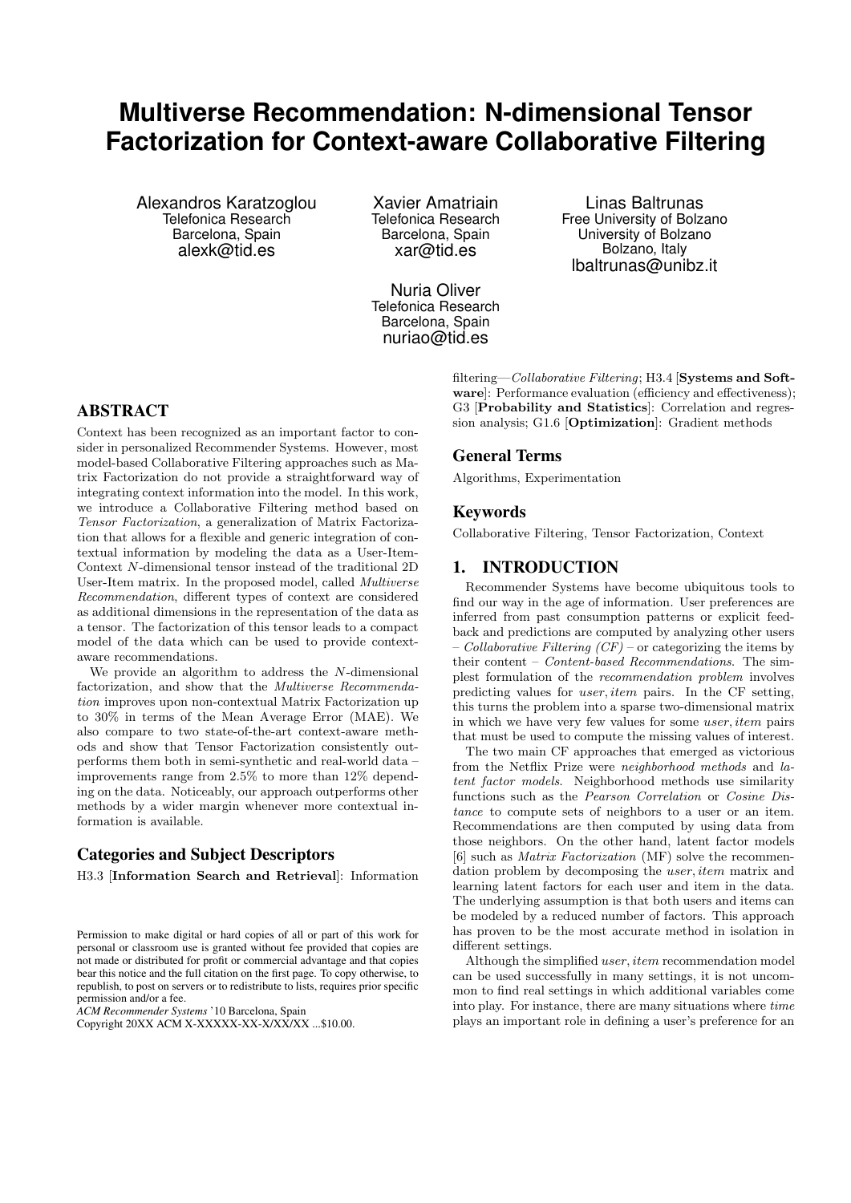# Multiverse Recommendation: N-dimensional Tensor Factorization for Context-aware Collaborative Filtering

Alexandros Karatzoglou
Telefonica Research
Barcelona, Spain
alexk@tid.es

Xavier Amatriain
Telefonica Research
Barcelona, Spain
xar@tid.es

Linas Baltrunas
Free University of Bolzano
University of Bolzano
Bolzano, Italy
lbaltrunas@unibz.it

Nuria Oliver
Telefonica Research
Barcelona, Spain
nuriao@tid.es

## ABSTRACT

Context has been recognized as an important factor to consider in personalized Recommender Systems. However, most model-based Collaborative Filtering approaches such as Matrix Factorization do not provide a straightforward way of integrating context information into the model. In this work, we introduce a Collaborative Filtering method based on *Tensor Factorization*, a generalization of Matrix Factorization that allows for a flexible and generic integration of contextual information by modeling the data as a User-Item-Context $N$-dimensional tensor instead of the traditional 2D User-Item matrix. In the proposed model, called *Multiverse Recommendation*, different types of context are considered as additional dimensions in the representation of the data as a tensor. The factorization of this tensor leads to a compact model of the data which can be used to provide context-aware recommendations.

We provide an algorithm to address the $N$-dimensional factorization, and show that the *Multiverse Recommendation* improves upon non-contextual Matrix Factorization up to 30% in terms of the Mean Average Error (MAE). We also compare to two state-of-the-art context-aware methods and show that Tensor Factorization consistently outperforms them both in semi-synthetic and real-world data – improvements range from 2.5% to more than 12% depending on the data. Noticeably, our approach outperforms other methods by a wider margin whenever more contextual information is available.

### Categories and Subject Descriptors

H3.3 [**Information Search and Retrieval**]: Information filtering—*Collaborative Filtering*; H3.4 [**Systems and Software**]: Performance evaluation (efficiency and effectiveness); G3 [**Probability and Statistics**]: Correlation and regression analysis; G1.6 [**Optimization**]: Gradient methods

### General Terms

Algorithms, Experimentation

### Keywords

Collaborative Filtering, Tensor Factorization, Context

## 1. INTRODUCTION

Recommender Systems have become ubiquitous tools to find our way in the age of information. User preferences are inferred from past consumption patterns or explicit feedback and predictions are computed by analyzing other users – *Collaborative Filtering (CF)* – or categorizing the items by their content – *Content-based Recommendations*. The simplest formulation of the *recommendation problem* involves predicting values for *user, item* pairs. In the CF setting, this turns the problem into a sparse two-dimensional matrix in which we have very few values for some *user, item* pairs that must be used to compute the missing values of interest.

The two main CF approaches that emerged as victorious from the Netflix Prize were *neighborhood methods* and *latent factor models*. Neighborhood methods use similarity functions such as the *Pearson Correlation* or *Cosine Distance* to compute sets of neighbors to a user or an item. Recommendations are then computed by using data from those neighbors. On the other hand, latent factor models [6] such as *Matrix Factorization* (MF) solve the recommendation problem by decomposing the *user, item* matrix and learning latent factors for each user and item in the data. The underlying assumption is that both users and items can be modeled by a reduced number of factors. This approach has proven to be the most accurate method in isolation in different settings.

Although the simplified *user, item* recommendation model can be used successfully in many settings, it is not uncommon to find real settings in which additional variables come into play. For instance, there are many situations where *time* plays an important role in defining a user's preference for an

Permission to make digital or hard copies of all or part of this work for personal or classroom use is granted without fee provided that copies are not made or distributed for profit or commercial advantage and that copies bear this notice and the full citation on the first page. To copy otherwise, to republish, to post on servers or to redistribute to lists, requires prior specific permission and/or a fee.
*ACM Recommender Systems '10* Barcelona, Spain
Copyright 20XX ACM X-XXXXX-XX-X/XX/XX ...$10.00.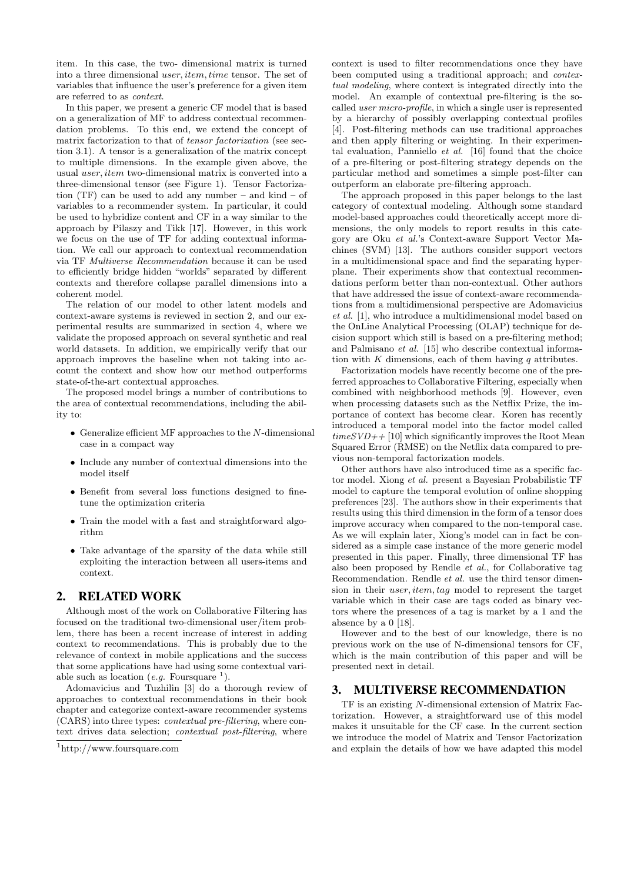item. In this case, the two- dimensional matrix is turned into a three dimensional *user, item, time* tensor. The set of variables that influence the user's preference for a given item are referred to as *context*.

In this paper, we present a generic CF model that is based on a generalization of MF to address contextual recommendation problems. To this end, we extend the concept of matrix factorization to that of *tensor factorization* (see section 3.1). A tensor is a generalization of the matrix concept to multiple dimensions. In the example given above, the usual *user, item* two-dimensional matrix is converted into a three-dimensional tensor (see Figure 1). Tensor Factorization (TF) can be used to add any number – and kind – of variables to a recommender system. In particular, it could be used to hybridize content and CF in a way similar to the approach by Pilaszy and Tikk [17]. However, in this work we focus on the use of TF for adding contextual information. We call our approach to contextual recommendation via TF *Multiverse Recommendation* because it can be used to efficiently bridge hidden "worlds" separated by different contexts and therefore collapse parallel dimensions into a coherent model.

The relation of our model to other latent models and context-aware systems is reviewed in section 2, and our experimental results are summarized in section 4, where we validate the proposed approach on several synthetic and real world datasets. In addition, we empirically verify that our approach improves the baseline when not taking into account the context and show how our method outperforms state-of-the-art contextual approaches.

The proposed model brings a number of contributions to the area of contextual recommendations, including the ability to:

- Generalize efficient MF approaches to the $N$-dimensional case in a compact way
- Include any number of contextual dimensions into the model itself
- Benefit from several loss functions designed to fine-tune the optimization criteria
- Train the model with a fast and straightforward algorithm
- Take advantage of the sparsity of the data while still exploiting the interaction between all users-items and context.

## 2. RELATED WORK

Although most of the work on Collaborative Filtering has focused on the traditional two-dimensional user/item problem, there has been a recent increase of interest in adding context to recommendations. This is probably due to the relevance of context in mobile applications and the success that some applications have had using some contextual variable such as location (*e.g.* Foursquare [1]).

Adomavicius and Tuzhilin [3] do a thorough review of approaches to contextual recommendations in their book chapter and categorize context-aware recommender systems (CARS) into three types: *contextual pre-filtering*, where context drives data selection; *contextual post-filtering*, where context is used to filter recommendations once they have been computed using a traditional approach; and *contextual modeling*, where context is integrated directly into the model. An example of contextual pre-filtering is the so-called *user micro-profile*, in which a single user is represented by a hierarchy of possibly overlapping contextual profiles [4]. Post-filtering methods can use traditional approaches and then apply filtering or weighting. In their experimental evaluation, Panniello *et al.* [16] found that the choice of a pre-filtering or post-filtering strategy depends on the particular method and sometimes a simple post-filter can outperform an elaborate pre-filtering approach.

The approach proposed in this paper belongs to the last category of contextual modeling. Although some standard model-based approaches could theoretically accept more dimensions, the only models to report results in this category are Oku *et al.*'s Context-aware Support Vector Machines (SVM) [13]. The authors consider support vectors in a multidimensional space and find the separating hyperplane. Their experiments show that contextual recommendations perform better than non-contextual. Other authors that have addressed the issue of context-aware recommendations from a multidimensional perspective are Adomavicius *et al.* [1], who introduce a multidimensional model based on the OnLine Analytical Processing (OLAP) technique for decision support which still is based on a pre-filtering method; and Palmisano *et al.* [15] who describe contextual information with $K$ dimensions, each of them having $q$ attributes.

Factorization models have recently become one of the preferred approaches to Collaborative Filtering, especially when combined with neighborhood methods [9]. However, even when processing datasets such as the Netflix Prize, the importance of context has become clear. Koren has recently introduced a temporal model into the factor model called *timeSVD++* [10] which significantly improves the Root Mean Squared Error (RMSE) on the Netflix data compared to previous non-temporal factorization models.

Other authors have also introduced time as a specific factor model. Xiong *et al.* present a Bayesian Probabilistic TF model to capture the temporal evolution of online shopping preferences [23]. The authors show in their experiments that results using this third dimension in the form of a tensor does improve accuracy when compared to the non-temporal case. As we will explain later, Xiong's model can in fact be considered as a simple case instance of the more generic model presented in this paper. Finally, three dimensional TF has also been proposed by Rendle *et al.*, for Collaborative tag Recommendation. Rendle *et al.* use the third tensor dimension in their *user, item, tag* model to represent the target variable which in their case are tags coded as binary vectors where the presences of a tag is market by a 1 and the absence by a 0 [18].

However and to the best of our knowledge, there is no previous work on the use of N-dimensional tensors for CF, which is the main contribution of this paper and will be presented next in detail.

## 3. MULTIVERSE RECOMMENDATION

TF is an existing $N$-dimensional extension of Matrix Factorization. However, a straightforward use of this model makes it unsuitable for the CF case. In the current section we introduce the model of Matrix and Tensor Factorization and explain the details of how we have adapted this model

[1] http://www.foursquare.com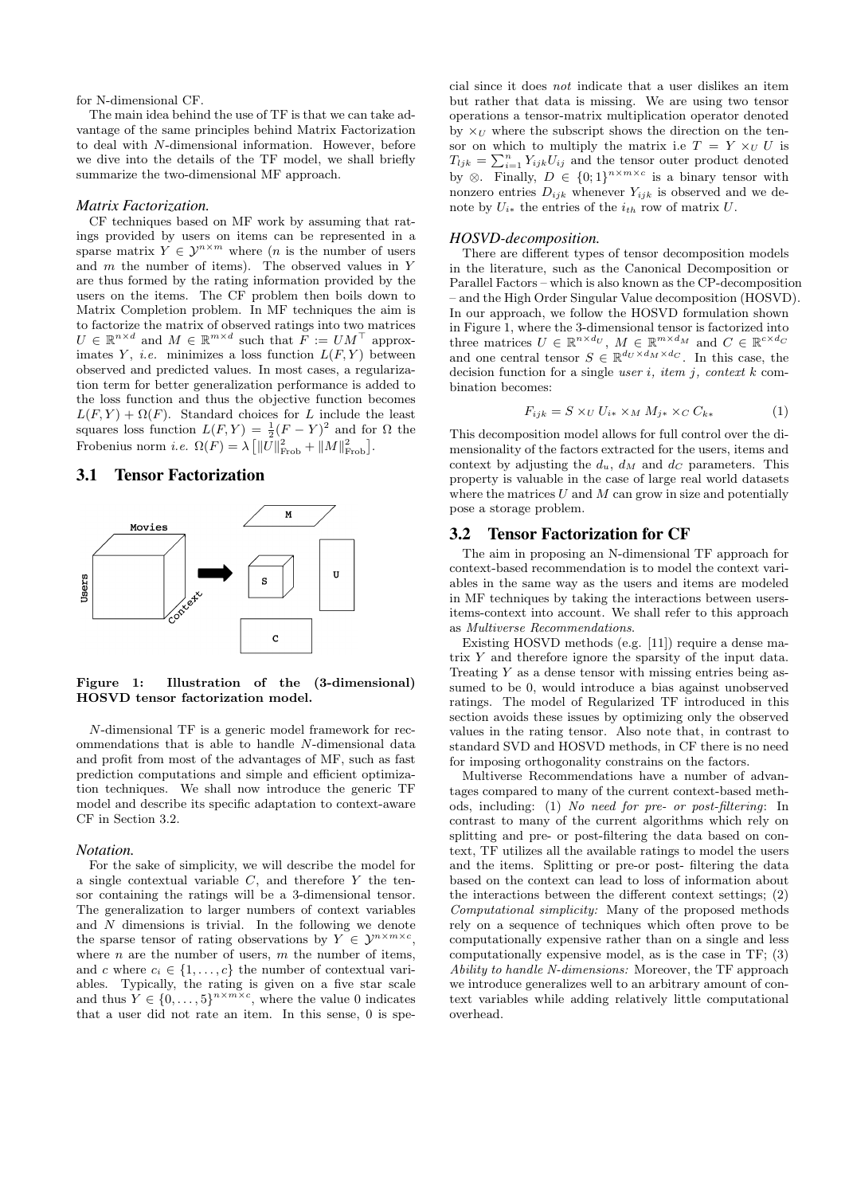for N-dimensional CF.

The main idea behind the use of TF is that we can take advantage of the same principles behind Matrix Factorization to deal with $N$-dimensional information. However, before we dive into the details of the TF model, we shall briefly summarize the two-dimensional MF approach.

#### *Matrix Factorization.*

CF techniques based on MF work by assuming that ratings provided by users on items can be represented in a sparse matrix $Y \in \mathcal{Y}^{n \times m}$ where ($n$ is the number of users and $m$ the number of items). The observed values in $Y$ are thus formed by the rating information provided by the users on the items. The CF problem then boils down to Matrix Completion problem. In MF techniques the aim is to factorize the matrix of observed ratings into two matrices $U \in \mathbb{R}^{n \times d}$ and $M \in \mathbb{R}^{m \times d}$ such that $F := UM^\top$ approximates $Y$, *i.e.* minimizes a loss function $L(F, Y)$ between observed and predicted values. In most cases, a regularization term for better generalization performance is added to the loss function and thus the objective function becomes $L(F, Y) + \Omega(F)$. Standard choices for $L$ include the least squares loss function $L(F, Y) = \frac{1}{2}(F - Y)^2$ and for $\Omega$ the Frobenius norm *i.e.* $\Omega(F) = \lambda \left[ \|U\|^2_{\text{Frob}} + \|M\|^2_{\text{Frob}} \right]$.

## 3.1 Tensor Factorization

**Figure 1: Illustration of the (3-dimensional) HOSVD tensor factorization model.**

$N$-dimensional TF is a generic model framework for recommendations that is able to handle $N$-dimensional data and profit from most of the advantages of MF, such as fast prediction computations and simple and efficient optimization techniques. We shall now introduce the generic TF model and describe its specific adaptation to context-aware CF in Section 3.2.

#### *Notation.*

For the sake of simplicity, we will describe the model for a single contextual variable $C$, and therefore $Y$ the tensor containing the ratings will be a 3-dimensional tensor. The generalization to larger numbers of context variables and $N$ dimensions is trivial. In the following we denote the sparse tensor of rating observations by $Y \in \mathcal{Y}^{n \times m \times c}$, where $n$ are the number of users, $m$ the number of items, and $c$ where $c_i \in \{1, \ldots, c\}$ the number of contextual variables. Typically, the rating is given on a five star scale and thus $Y \in \{0, \ldots, 5\}^{n \times m \times c}$, where the value 0 indicates that a user did not rate an item. In this sense, 0 is special since it does *not* indicate that a user dislikes an item but rather that data is missing. We are using two tensor operations a tensor-matrix multiplication operator denoted by $\times_U$ where the subscript shows the direction on the tensor on which to multiply the matrix i.e $T = Y \times_U U$ is $T_{ljk} = \sum_{i=1}^{n} Y_{ijk} U_{ij}$ and the tensor outer product denoted by $\otimes$. Finally, $D \in \{0; 1\}^{n \times m \times c}$ is a binary tensor with nonzero entries $D_{ijk}$ whenever $Y_{ijk}$ is observed and we denote by $U_{i*}$ the entries of the $i_{th}$ row of matrix $U$.

#### *HOSVD-decomposition.*

There are different types of tensor decomposition models in the literature, such as the Canonical Decomposition or Parallel Factors – which is also known as the CP-decomposition – and the High Order Singular Value decomposition (HOSVD). In our approach, we follow the HOSVD formulation shown in Figure 1, where the 3-dimensional tensor is factorized into three matrices $U \in \mathbb{R}^{n \times d_U}$, $M \in \mathbb{R}^{m \times d_M}$ and $C \in \mathbb{R}^{c \times d_C}$ and one central tensor $S \in \mathbb{R}^{d_U \times d_M \times d_C}$. In this case, the decision function for a single *user i*, *item j*, *context k* combination becomes:

$$F_{ijk} = S \times_U U_{i*} \times_M M_{j*} \times_C C_{k*} \tag{1}$$

This decomposition model allows for full control over the dimensionality of the factors extracted for the users, items and context by adjusting the $d_u$, $d_M$ and $d_C$ parameters. This property is valuable in the case of large real world datasets where the matrices $U$ and $M$ can grow in size and potentially pose a storage problem.

## 3.2 Tensor Factorization for CF

The aim in proposing an N-dimensional TF approach for context-based recommendation is to model the context variables in the same way as the users and items are modeled in MF techniques by taking the interactions between users-items-context into account. We shall refer to this approach as *Multiverse Recommendations*.

Existing HOSVD methods (e.g. [11]) require a dense matrix $Y$ and therefore ignore the sparsity of the input data. Treating $Y$ as a dense tensor with missing entries being assumed to be 0, would introduce a bias against unobserved ratings. The model of Regularized TF introduced in this section avoids these issues by optimizing only the observed values in the rating tensor. Also note that, in contrast to standard SVD and HOSVD methods, in CF there is no need for imposing orthogonality constrains on the factors.

Multiverse Recommendations have a number of advantages compared to many of the current context-based methods, including: (1) *No need for pre- or post-filtering*: In contrast to many of the current algorithms which rely on splitting and pre- or post-filtering the data based on context, TF utilizes all the available ratings to model the users and the items. Splitting or pre-or post- filtering the data based on the context can lead to loss of information about the interactions between the different context settings; (2) *Computational simplicity:* Many of the proposed methods rely on a sequence of techniques which often prove to be computationally expensive rather than on a single and less computationally expensive model, as is the case in TF; (3) *Ability to handle N-dimensions:* Moreover, the TF approach we introduce generalizes well to an arbitrary amount of context variables while adding relatively little computational overhead.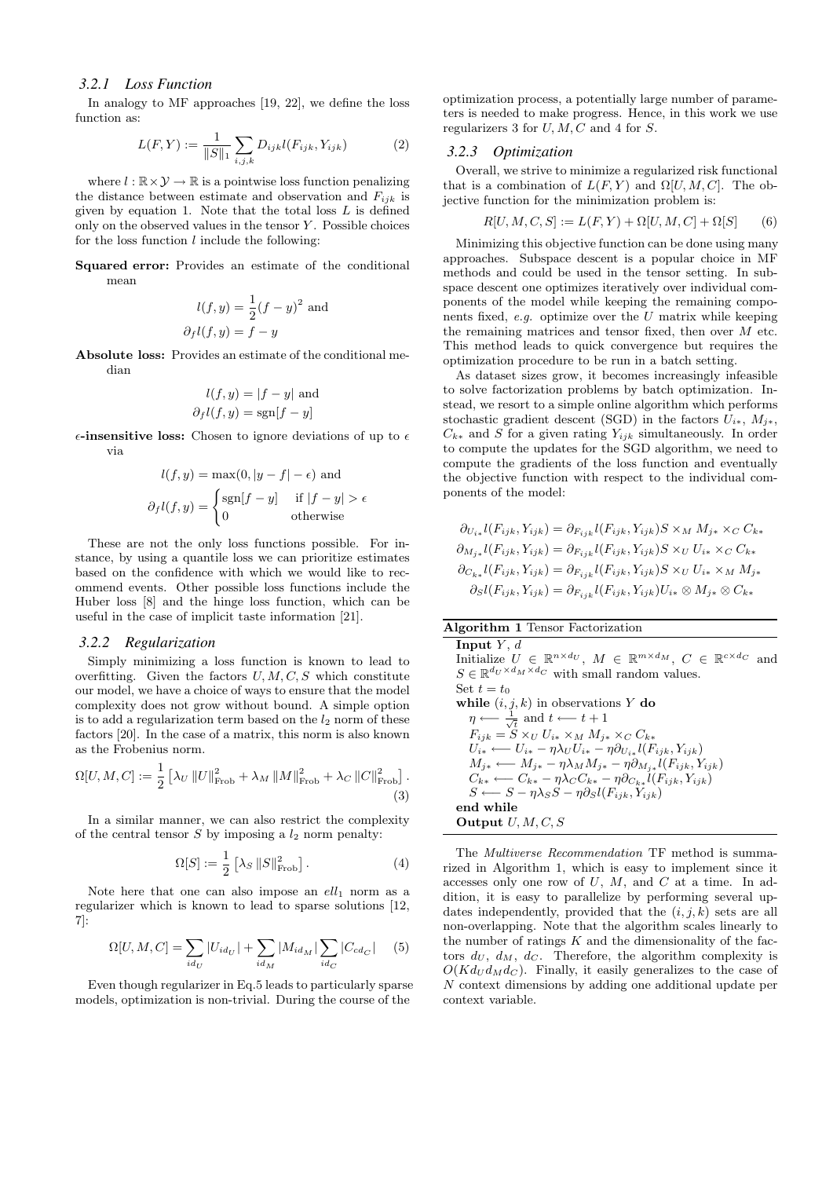### 3.2.1 Loss Function

In analogy to MF approaches [19, 22], we define the loss function as:

$$L(F,Y) := \frac{1}{\|S\|_1} \sum_{i,j,k} D_{ijk} l(F_{ijk}, Y_{ijk}) \tag{2}$$

where $l : \mathbb{R} \times \mathcal{Y} \to \mathbb{R}$ is a pointwise loss function penalizing the distance between estimate and observation and $F_{ijk}$ is given by equation 1. Note that the total loss $L$ is defined only on the observed values in the tensor $Y$. Possible choices for the loss function $l$ include the following:

**Squared error:** Provides an estimate of the conditional mean

$$l(f,y) = \frac{1}{2}(f-y)^2 \text{ and}$$
$$\partial_f l(f,y) = f - y$$

**Absolute loss:** Provides an estimate of the conditional median

$$l(f,y) = |f-y| \text{ and}$$
$$\partial_f l(f,y) = \text{sgn}[f-y]$$

**$\epsilon$-insensitive loss:** Chosen to ignore deviations of up to $\epsilon$ via

$$l(f,y) = \max(0, |y-f| - \epsilon) \text{ and}$$
$$\partial_f l(f,y) = \begin{cases} \text{sgn}[f-y] & \text{if } |f-y| > \epsilon \\ 0 & \text{otherwise} \end{cases}$$

These are not the only loss functions possible. For instance, by using a quantile loss we can prioritize estimates based on the confidence with which we would like to recommend events. Other possible loss functions include the Huber loss [8] and the hinge loss function, which can be useful in the case of implicit taste information [21].

### 3.2.2 Regularization

Simply minimizing a loss function is known to lead to overfitting. Given the factors $U, M, C, S$ which constitute our model, we have a choice of ways to ensure that the model complexity does not grow without bound. A simple option is to add a regularization term based on the $l_2$ norm of these factors [20]. In the case of a matrix, this norm is also known as the Frobenius norm.

$$\Omega[U,M,C] := \frac{1}{2}\left[\lambda_U \|U\|^2_{\text{Frob}} + \lambda_M \|M\|^2_{\text{Frob}} + \lambda_C \|C\|^2_{\text{Frob}}\right]. \tag{3}$$

In a similar manner, we can also restrict the complexity of the central tensor $S$ by imposing a $l_2$ norm penalty:

$$\Omega[S] := \frac{1}{2}\left[\lambda_S \|S\|^2_{\text{Frob}}\right]. \tag{4}$$

Note here that one can also impose an $ell_1$ norm as a regularizer which is known to lead to sparse solutions [12, 7]:

$$\Omega[U,M,C] = \sum_{id_U} |U_{id_U}| + \sum_{id_M} |M_{id_M}| \sum_{id_C} |C_{cd_C}| \tag{5}$$

Even though regularizer in Eq.5 leads to particularly sparse models, optimization is non-trivial. During the course of the optimization process, a potentially large number of parameters is needed to make progress. Hence, in this work we use regularizers 3 for $U, M, C$ and 4 for $S$.

### 3.2.3 Optimization

Overall, we strive to minimize a regularized risk functional that is a combination of $L(F,Y)$ and $\Omega[U,M,C]$. The objective function for the minimization problem is:

$$R[U,M,C,S] := L(F,Y) + \Omega[U,M,C] + \Omega[S] \tag{6}$$

Minimizing this objective function can be done using many approaches. Subspace descent is a popular choice in MF methods and could be used in the tensor setting. In subspace descent one optimizes iteratively over individual components of the model while keeping the remaining components fixed, *e.g.* optimize over the $U$ matrix while keeping the remaining matrices and tensor fixed, then over $M$ etc. This method leads to quick convergence but requires the optimization procedure to be run in a batch setting.

As dataset sizes grow, it becomes increasingly infeasible to solve factorization problems by batch optimization. Instead, we resort to a simple online algorithm which performs stochastic gradient descent (SGD) in the factors $U_{i*}$, $M_{j*}$, $C_{k*}$ and $S$ for a given rating $Y_{ijk}$ simultaneously. In order to compute the updates for the SGD algorithm, we need to compute the gradients of the loss function and eventually the objective function with respect to the individual components of the model:

$$\partial_{U_{i*}} l(F_{ijk}, Y_{ijk}) = \partial_{F_{ijk}} l(F_{ijk}, Y_{ijk}) S \times_M M_{j*} \times_C C_{k*}$$
$$\partial_{M_{j*}} l(F_{ijk}, Y_{ijk}) = \partial_{F_{ijk}} l(F_{ijk}, Y_{ijk}) S \times_U U_{i*} \times_C C_{k*}$$
$$\partial_{C_{k*}} l(F_{ijk}, Y_{ijk}) = \partial_{F_{ijk}} l(F_{ijk}, Y_{ijk}) S \times_U U_{i*} \times_M M_{j*}$$
$$\partial_S l(F_{ijk}, Y_{ijk}) = \partial_{F_{ijk}} l(F_{ijk}, Y_{ijk}) U_{i*} \otimes M_{j*} \otimes C_{k*}$$

**Algorithm 1** Tensor Factorization

**Input** $Y$, $d$
Initialize $U \in \mathbb{R}^{n \times d_U}$, $M \in \mathbb{R}^{m \times d_M}$, $C \in \mathbb{R}^{c \times d_C}$ and $S \in \mathbb{R}^{d_U \times d_M \times d_C}$ with small random values.
Set $t = t_0$
**while** $(i,j,k)$ in observations $Y$ **do**
  $\eta \longleftarrow \frac{1}{\sqrt{t}}$ and $t \longleftarrow t + 1$
  $F_{ijk} = S \times_U U_{i*} \times_M M_{j*} \times_C C_{k*}$
  $U_{i*} \longleftarrow U_{i*} - \eta\lambda_U U_{i*} - \eta\partial_{U_{i*}} l(F_{ijk}, Y_{ijk})$
  $M_{j*} \longleftarrow M_{j*} - \eta\lambda_M M_{j*} - \eta\partial_{M_{j*}} l(F_{ijk}, Y_{ijk})$
  $C_{k*} \longleftarrow C_{k*} - \eta\lambda_C C_{k*} - \eta\partial_{C_{k*}} l(F_{ijk}, Y_{ijk})$
  $S \longleftarrow S - \eta\lambda_S S - \eta\partial_S l(F_{ijk}, Y_{ijk})$
**end while**
**Output** $U, M, C, S$

The *Multiverse Recommendation* TF method is summarized in Algorithm 1, which is easy to implement since it accesses only one row of $U$, $M$, and $C$ at a time. In addition, it is easy to parallelize by performing several updates independently, provided that the $(i,j,k)$ sets are all non-overlapping. Note that the algorithm scales linearly to the number of ratings $K$ and the dimensionality of the factors $d_U$, $d_M$, $d_C$. Therefore, the algorithm complexity is $O(K d_U d_M d_C)$. Finally, it easily generalizes to the case of $N$ context dimensions by adding one additional update per context variable.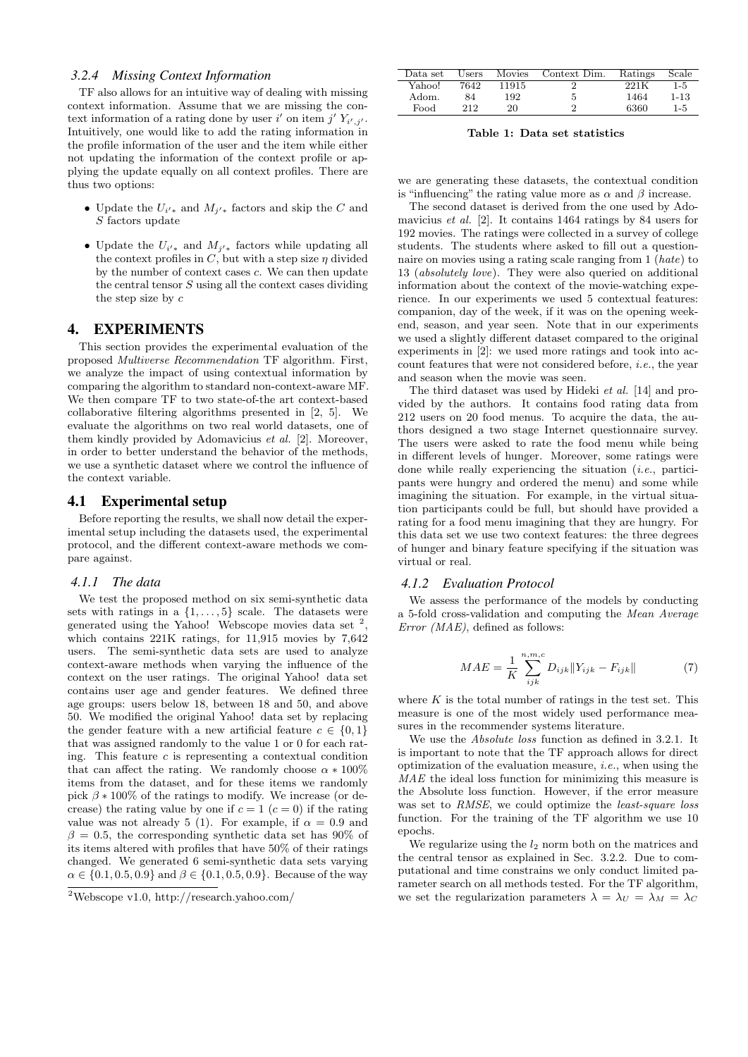### 3.2.4 Missing Context Information

TF also allows for an intuitive way of dealing with missing context information. Assume that we are missing the context information of a rating done by user $i'$ on item $j'$ $Y_{i',j'}$. Intuitively, one would like to add the rating information in the profile information of the user and the item while either not updating the information of the context profile or applying the update equally on all context profiles. There are thus two options:

- Update the $U_{i'*}$ and $M_{j'*}$ factors and skip the $C$ and $S$ factors update
- Update the $U_{i'*}$ and $M_{j'*}$ factors while updating all the context profiles in $C$, but with a step size $\eta$ divided by the number of context cases $c$. We can then update the central tensor $S$ using all the context cases dividing the step size by $c$

## 4. EXPERIMENTS

This section provides the experimental evaluation of the proposed *Multiverse Recommendation* TF algorithm. First, we analyze the impact of using contextual information by comparing the algorithm to standard non-context-aware MF. We then compare TF to two state-of-the art context-based collaborative filtering algorithms presented in [2, 5]. We evaluate the algorithms on two real world datasets, one of them kindly provided by Adomavicius *et al.* [2]. Moreover, in order to better understand the behavior of the methods, we use a synthetic dataset where we control the influence of the context variable.

### 4.1 Experimental setup

Before reporting the results, we shall now detail the experimental setup including the datasets used, the experimental protocol, and the different context-aware methods we compare against.

#### 4.1.1 The data

We test the proposed method on six semi-synthetic data sets with ratings in a $\{1, \ldots, 5\}$ scale. The datasets were generated using the Yahoo! Webscope movies data set [2], which contains 221K ratings, for 11,915 movies by 7,642 users. The semi-synthetic data sets are used to analyze context-aware methods when varying the influence of the context on the user ratings. The original Yahoo! data set contains user age and gender features. We defined three age groups: users below 18, between 18 and 50, and above 50. We modified the original Yahoo! data set by replacing the gender feature with a new artificial feature $c \in \{0, 1\}$ that was assigned randomly to the value 1 or 0 for each rating. This feature $c$ is representing a contextual condition that can affect the rating. We randomly choose $\alpha * 100\%$ items from the dataset, and for these items we randomly pick $\beta * 100\%$ of the ratings to modify. We increase (or decrease) the rating value by one if $c = 1$ ($c = 0$) if the rating value was not already 5 (1). For example, if $\alpha = 0.9$ and $\beta = 0.5$, the corresponding synthetic data set has 90% of its items altered with profiles that have 50% of their ratings changed. We generated 6 semi-synthetic data sets varying $\alpha \in \{0.1, 0.5, 0.9\}$ and $\beta \in \{0.1, 0.5, 0.9\}$. Because of the way we are generating these datasets, the contextual condition is "influencing" the rating value more as $\alpha$ and $\beta$ increase.

[2] Webscope v1.0, http://research.yahoo.com/

| Data set | Users | Movies | Context Dim. | Ratings | Scale |
|---|---|---|---|---|---|
| Yahoo! | 7642 | 11915 | 2 | 221K | 1-5 |
| Adom. | 84 | 192 | 5 | 1464 | 1-13 |
| Food | 212 | 20 | 2 | 6360 | 1-5 |

**Table 1: Data set statistics**

The second dataset is derived from the one used by Adomavicius *et al.* [2]. It contains 1464 ratings by 84 users for 192 movies. The ratings were collected in a survey of college students. The students where asked to fill out a questionnaire on movies using a rating scale ranging from 1 (*hate*) to 13 (*absolutely love*). They were also queried on additional information about the context of the movie-watching experience. In our experiments we used 5 contextual features: companion, day of the week, if it was on the opening weekend, season, and year seen. Note that in our experiments we used a slightly different dataset compared to the original experiments in [2]: we used more ratings and took into account features that were not considered before, *i.e.*, the year and season when the movie was seen.

The third dataset was used by Hideki *et al.* [14] and provided by the authors. It contains food rating data from 212 users on 20 food menus. To acquire the data, the authors designed a two stage Internet questionnaire survey. The users were asked to rate the food menu while being in different levels of hunger. Moreover, some ratings were done while really experiencing the situation (*i.e.*, participants were hungry and ordered the menu) and some while imagining the situation. For example, in the virtual situation participants could be full, but should have provided a rating for a food menu imagining that they are hungry. For this data set we use two context features: the three degrees of hunger and binary feature specifying if the situation was virtual or real.

#### 4.1.2 Evaluation Protocol

We assess the performance of the models by conducting a 5-fold cross-validation and computing the *Mean Average Error (MAE)*, defined as follows:

$$MAE = \frac{1}{K} \sum_{ijk}^{n,m,c} D_{ijk} \| Y_{ijk} - F_{ijk} \| \tag{7}$$

where $K$ is the total number of ratings in the test set. This measure is one of the most widely used performance measures in the recommender systems literature.

We use the *Absolute loss* function as defined in 3.2.1. It is important to note that the TF approach allows for direct optimization of the evaluation measure, *i.e.*, when using the *MAE* the ideal loss function for minimizing this measure is the Absolute loss function. However, if the error measure was set to *RMSE*, we could optimize the *least-square loss* function. For the training of the TF algorithm we use 10 epochs.

We regularize using the $l_2$ norm both on the matrices and the central tensor as explained in Sec. 3.2.2. Due to computational and time constrains we only conduct limited parameter search on all methods tested. For the TF algorithm, we set the regularization parameters $\lambda = \lambda_U = \lambda_M = \lambda_C$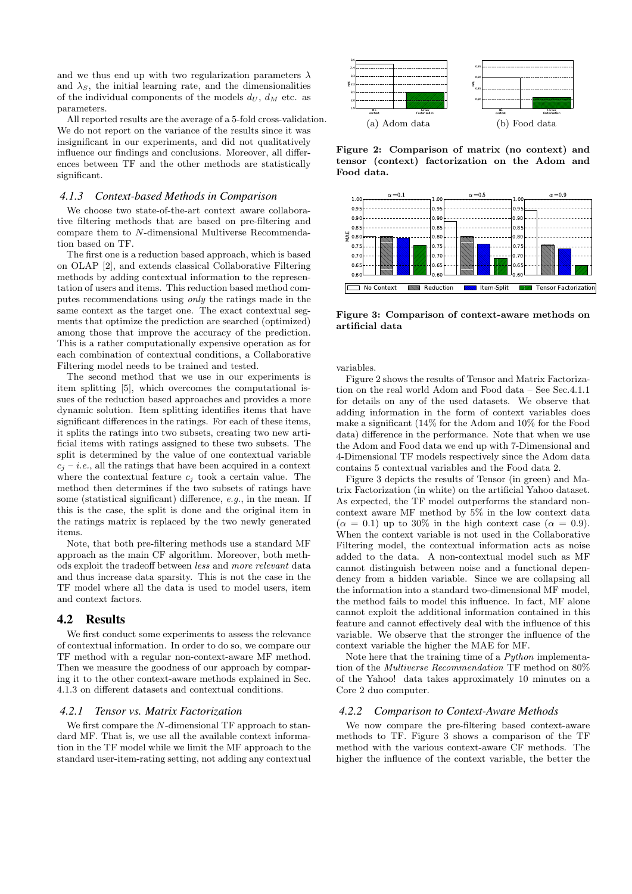and we thus end up with two regularization parameters $\lambda$ and $\lambda_S$, the initial learning rate, and the dimensionalities of the individual components of the models $d_U$, $d_M$ etc. as parameters.

All reported results are the average of a 5-fold cross-validation. We do not report on the variance of the results since it was insignificant in our experiments, and did not qualitatively influence our findings and conclusions. Moreover, all differences between TF and the other methods are statistically significant.

### 4.1.3 Context-based Methods in Comparison

We choose two state-of-the-art context aware collaborative filtering methods that are based on pre-filtering and compare them to $N$-dimensional Multiverse Recommendation based on TF.

The first one is a reduction based approach, which is based on OLAP [2], and extends classical Collaborative Filtering methods by adding contextual information to the representation of users and items. This reduction based method computes recommendations using *only* the ratings made in the same context as the target one. The exact contextual segments that optimize the prediction are searched (optimized) among those that improve the accuracy of the prediction. This is a rather computationally expensive operation as for each combination of contextual conditions, a Collaborative Filtering model needs to be trained and tested.

The second method that we use in our experiments is item splitting [5], which overcomes the computational issues of the reduction based approaches and provides a more dynamic solution. Item splitting identifies items that have significant differences in the ratings. For each of these items, it splits the ratings into two subsets, creating two new artificial items with ratings assigned to these two subsets. The split is determined by the value of one contextual variable $c_j$ – *i.e.*, all the ratings that have been acquired in a context where the contextual feature $c_j$ took a certain value. The method then determines if the two subsets of ratings have some (statistical significant) difference, *e.g.*, in the mean. If this is the case, the split is done and the original item in the ratings matrix is replaced by the two newly generated items.

Note, that both pre-filtering methods use a standard MF approach as the main CF algorithm. Moreover, both methods exploit the tradeoff between *less* and *more relevant* data and thus increase data sparsity. This is not the case in the TF model where all the data is used to model users, item and context factors.

## 4.2 Results

We first conduct some experiments to assess the relevance of contextual information. In order to do so, we compare our TF method with a regular non-context-aware MF method. Then we measure the goodness of our approach by comparing it to the other context-aware methods explained in Sec. 4.1.3 on different datasets and contextual conditions.

### 4.2.1 Tensor vs. Matrix Factorization

We first compare the $N$-dimensional TF approach to standard MF. That is, we use all the available context information in the TF model while we limit the MF approach to the standard user-item-rating setting, not adding any contextual variables.

(a) Adom data (b) Food data

**Figure 2: Comparison of matrix (no context) and tensor (context) factorization on the Adom and Food data.**

$\alpha = 0.1$ $\alpha = 0.5$ $\alpha = 0.9$

MAE

No Context Reduction Item-Split Tensor Factorization

**Figure 3: Comparison of context-aware methods on artificial data**

Figure 2 shows the results of Tensor and Matrix Factorization on the real world Adom and Food data – See Sec.4.1.1 for details on any of the used datasets. We observe that adding information in the form of context variables does make a significant (14% for the Adom and 10% for the Food data) difference in the performance. Note that when we use the Adom and Food data we end up with 7-Dimensional and 4-Dimensional TF models respectively since the Adom data contains 5 contextual variables and the Food data 2.

Figure 3 depicts the results of Tensor (in green) and Matrix Factorization (in white) on the artificial Yahoo dataset. As expected, the TF model outperforms the standard non-context aware MF method by 5% in the low context data ($\alpha = 0.1$) up to 30% in the high context case ($\alpha = 0.9$). When the context variable is not used in the Collaborative Filtering model, the contextual information acts as noise added to the data. A non-contextual model such as MF cannot distinguish between noise and a functional dependency from a hidden variable. Since we are collapsing all the information into a standard two-dimensional MF model, the method fails to model this influence. In fact, MF alone cannot exploit the additional information contained in this feature and cannot effectively deal with the influence of this variable. We observe that the stronger the influence of the context variable the higher the MAE for MF.

Note here that the training time of a *Python* implementation of the *Multiverse Recommendation* TF method on 80% of the Yahoo! data takes approximately 10 minutes on a Core 2 duo computer.

### 4.2.2 Comparison to Context-Aware Methods

We now compare the pre-filtering based context-aware methods to TF. Figure 3 shows a comparison of the TF method with the various context-aware CF methods. The higher the influence of the context variable, the better the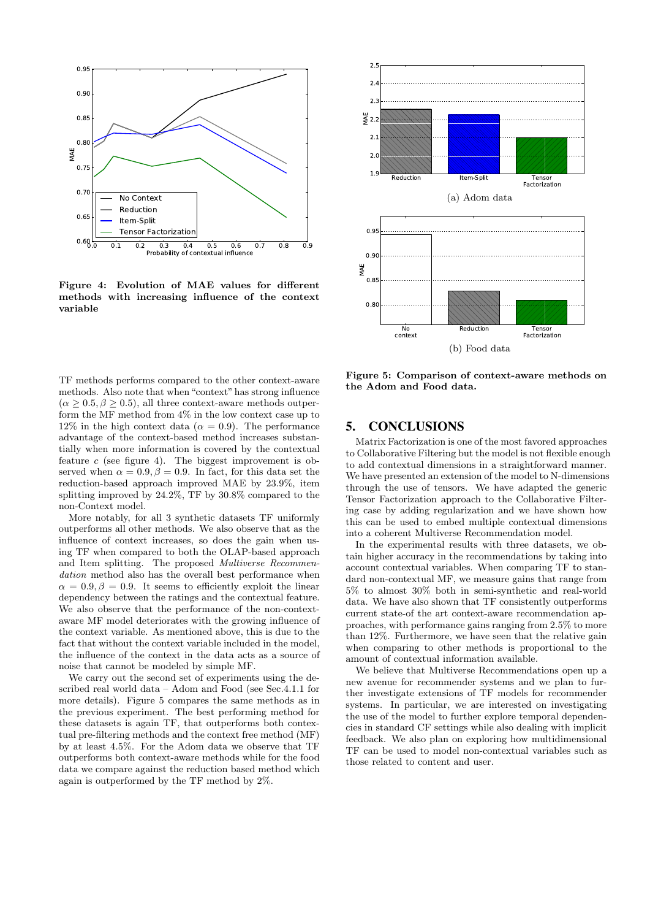Figure 4: Evolution of MAE values for different methods with increasing influence of the context variable

(a) Adom data

(b) Food data

**Figure 5: Comparison of context-aware methods on the Adom and Food data.**

TF methods performs compared to the other context-aware methods. Also note that when "context" has strong influence ($\alpha \geq 0.5, \beta \geq 0.5$), all three context-aware methods outperform the MF method from 4% in the low context case up to 12% in the high context data ($\alpha = 0.9$). The performance advantage of the context-based method increases substantially when more information is covered by the contextual feature $c$ (see figure 4). The biggest improvement is observed when $\alpha = 0.9, \beta = 0.9$. In fact, for this data set the reduction-based approach improved MAE by 23.9%, item splitting improved by 24.2%, TF by 30.8% compared to the non-Context model.

More notably, for all 3 synthetic datasets TF uniformly outperforms all other methods. We also observe that as the influence of context increases, so does the gain when using TF when compared to both the OLAP-based approach and Item splitting. The proposed *Multiverse Recommendation* method also has the overall best performance when $\alpha = 0.9, \beta = 0.9$. It seems to efficiently exploit the linear dependency between the ratings and the contextual feature. We also observe that the performance of the non-context-aware MF model deteriorates with the growing influence of the context variable. As mentioned above, this is due to the fact that without the context variable included in the model, the influence of the context in the data acts as a source of noise that cannot be modeled by simple MF.

We carry out the second set of experiments using the described real world data – Adom and Food (see Sec.4.1.1 for more details). Figure 5 compares the same methods as in the previous experiment. The best performing method for these datasets is again TF, that outperforms both contextual pre-filtering methods and the context free method (MF) by at least 4.5%. For the Adom data we observe that TF outperforms both context-aware methods while for the food data we compare against the reduction based method which again is outperformed by the TF method by 2%.

## 5. CONCLUSIONS

Matrix Factorization is one of the most favored approaches to Collaborative Filtering but the model is not flexible enough to add contextual dimensions in a straightforward manner. We have presented an extension of the model to N-dimensions through the use of tensors. We have adapted the generic Tensor Factorization approach to the Collaborative Filtering case by adding regularization and we have shown how this can be used to embed multiple contextual dimensions into a coherent Multiverse Recommendation model.

In the experimental results with three datasets, we obtain higher accuracy in the recommendations by taking into account contextual variables. When comparing TF to standard non-contextual MF, we measure gains that range from 5% to almost 30% both in semi-synthetic and real-world data. We have also shown that TF consistently outperforms current state-of the art context-aware recommendation approaches, with performance gains ranging from 2.5% to more than 12%. Furthermore, we have seen that the relative gain when comparing to other methods is proportional to the amount of contextual information available.

We believe that Multiverse Recommendations open up a new avenue for recommender systems and we plan to further investigate extensions of TF models for recommender systems. In particular, we are interested on investigating the use of the model to further explore temporal dependencies in standard CF settings while also dealing with implicit feedback. We also plan on exploring how multidimensional TF can be used to model non-contextual variables such as those related to content and user.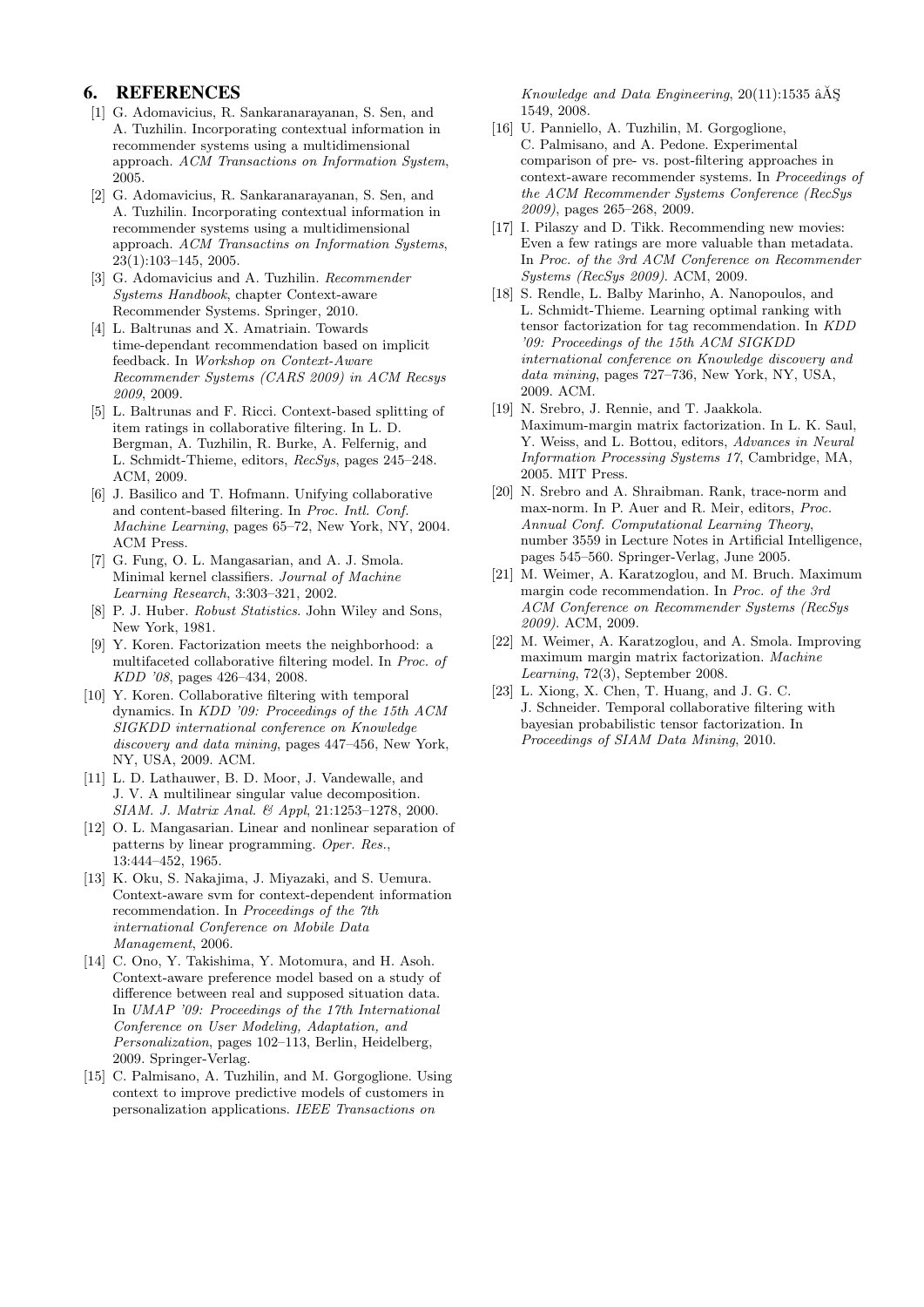## 6. REFERENCES

[1] G. Adomavicius, R. Sankaranarayanan, S. Sen, and A. Tuzhilin. Incorporating contextual information in recommender systems using a multidimensional approach. *ACM Transactions on Information System*, 2005.

[2] G. Adomavicius, R. Sankaranarayanan, S. Sen, and A. Tuzhilin. Incorporating contextual information in recommender systems using a multidimensional approach. *ACM Transactins on Information Systems*, 23(1):103–145, 2005.

[3] G. Adomavicius and A. Tuzhilin. *Recommender Systems Handbook*, chapter Context-aware Recommender Systems. Springer, 2010.

[4] L. Baltrunas and X. Amatriain. Towards time-dependant recommendation based on implicit feedback. In *Workshop on Context-Aware Recommender Systems (CARS 2009) in ACM Recsys 2009*, 2009.

[5] L. Baltrunas and F. Ricci. Context-based splitting of item ratings in collaborative filtering. In L. D. Bergman, A. Tuzhilin, R. Burke, A. Felfernig, and L. Schmidt-Thieme, editors, *RecSys*, pages 245–248. ACM, 2009.

[6] J. Basilico and T. Hofmann. Unifying collaborative and content-based filtering. In *Proc. Intl. Conf. Machine Learning*, pages 65–72, New York, NY, 2004. ACM Press.

[7] G. Fung, O. L. Mangasarian, and A. J. Smola. Minimal kernel classifiers. *Journal of Machine Learning Research*, 3:303–321, 2002.

[8] P. J. Huber. *Robust Statistics*. John Wiley and Sons, New York, 1981.

[9] Y. Koren. Factorization meets the neighborhood: a multifaceted collaborative filtering model. In *Proc. of KDD '08*, pages 426–434, 2008.

[10] Y. Koren. Collaborative filtering with temporal dynamics. In *KDD '09: Proceedings of the 15th ACM SIGKDD international conference on Knowledge discovery and data mining*, pages 447–456, New York, NY, USA, 2009. ACM.

[11] L. D. Lathauwer, B. D. Moor, J. Vandewalle, and J. V. A multilinear singular value decomposition. *SIAM. J. Matrix Anal. & Appl*, 21:1253–1278, 2000.

[12] O. L. Mangasarian. Linear and nonlinear separation of patterns by linear programming. *Oper. Res.*, 13:444–452, 1965.

[13] K. Oku, S. Nakajima, J. Miyazaki, and S. Uemura. Context-aware svm for context-dependent information recommendation. In *Proceedings of the 7th international Conference on Mobile Data Management*, 2006.

[14] C. Ono, Y. Takishima, Y. Motomura, and H. Asoh. Context-aware preference model based on a study of difference between real and supposed situation data. In *UMAP '09: Proceedings of the 17th International Conference on User Modeling, Adaptation, and Personalization*, pages 102–113, Berlin, Heidelberg, 2009. Springer-Verlag.

[15] C. Palmisano, A. Tuzhilin, and M. Gorgoglione. Using context to improve predictive models of customers in personalization applications. *IEEE Transactions on Knowledge and Data Engineering*, 20(11):1535 âĂŞ 1549, 2008.

[16] U. Panniello, A. Tuzhilin, M. Gorgoglione, C. Palmisano, and A. Pedone. Experimental comparison of pre- vs. post-filtering approaches in context-aware recommender systems. In *Proceedings of the ACM Recommender Systems Conference (RecSys 2009)*, pages 265–268, 2009.

[17] I. Pilaszy and D. Tikk. Recommending new movies: Even a few ratings are more valuable than metadata. In *Proc. of the 3rd ACM Conference on Recommender Systems (RecSys 2009)*. ACM, 2009.

[18] S. Rendle, L. Balby Marinho, A. Nanopoulos, and L. Schmidt-Thieme. Learning optimal ranking with tensor factorization for tag recommendation. In *KDD '09: Proceedings of the 15th ACM SIGKDD international conference on Knowledge discovery and data mining*, pages 727–736, New York, NY, USA, 2009. ACM.

[19] N. Srebro, J. Rennie, and T. Jaakkola. Maximum-margin matrix factorization. In L. K. Saul, Y. Weiss, and L. Bottou, editors, *Advances in Neural Information Processing Systems 17*, Cambridge, MA, 2005. MIT Press.

[20] N. Srebro and A. Shraibman. Rank, trace-norm and max-norm. In P. Auer and R. Meir, editors, *Proc. Annual Conf. Computational Learning Theory*, number 3559 in Lecture Notes in Artificial Intelligence, pages 545–560. Springer-Verlag, June 2005.

[21] M. Weimer, A. Karatzoglou, and M. Bruch. Maximum margin code recommendation. In *Proc. of the 3rd ACM Conference on Recommender Systems (RecSys 2009)*. ACM, 2009.

[22] M. Weimer, A. Karatzoglou, and A. Smola. Improving maximum margin matrix factorization. *Machine Learning*, 72(3), September 2008.

[23] L. Xiong, X. Chen, T. Huang, and J. G. C. J. Schneider. Temporal collaborative filtering with bayesian probabilistic tensor factorization. In *Proceedings of SIAM Data Mining*, 2010.